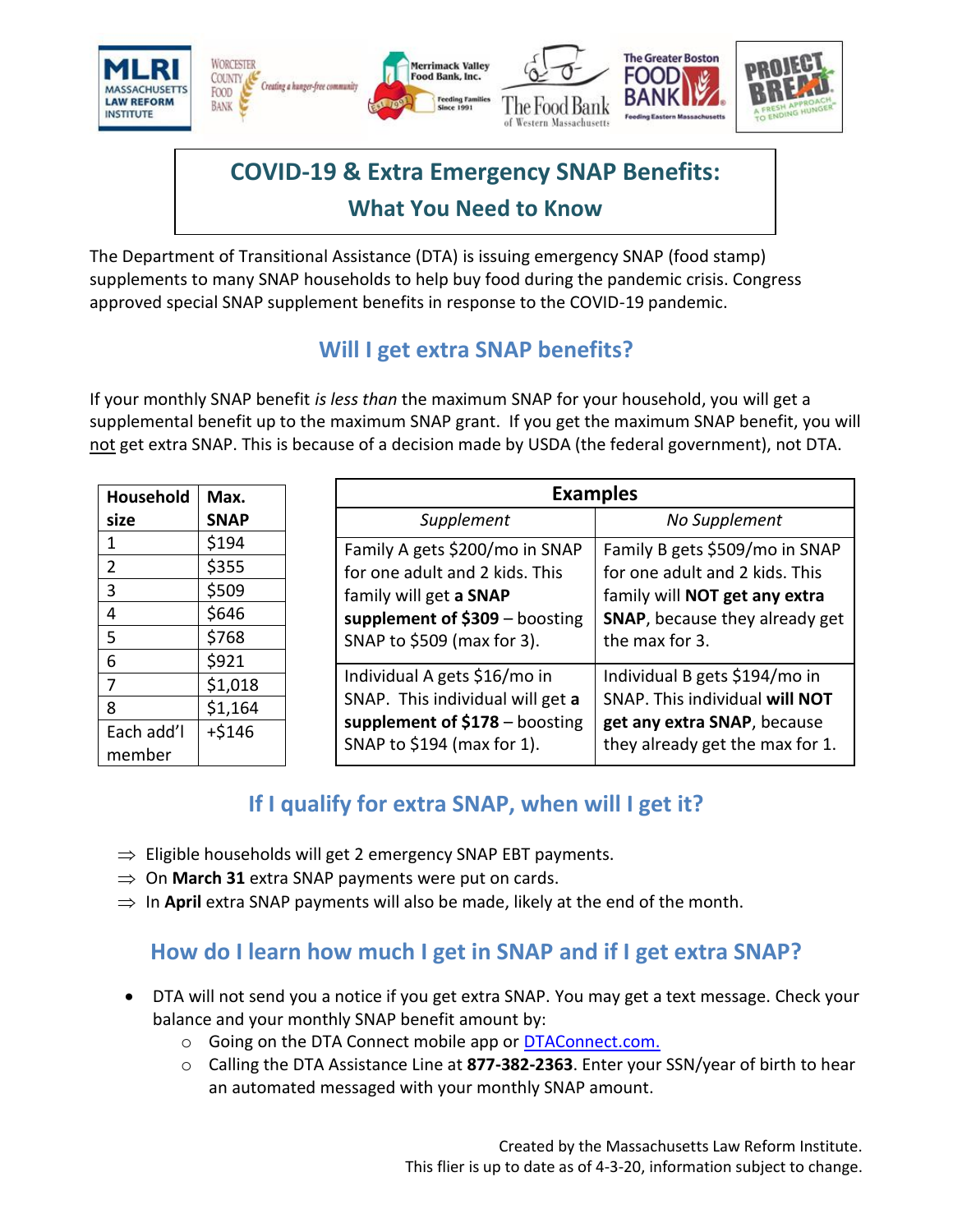# COVID-19 & Extra Emergency SNAP Benefits:
## What You Need to Know

The Department of Transitional Assistance (DTA) is issuing emergency SNAP (food stamp) supplements to many SNAP households to help buy food during the pandemic crisis. Congress approved special SNAP supplement benefits in response to the COVID-19 pandemic.

## Will I get extra SNAP benefits?

If your monthly SNAP benefit *is less than* the maximum SNAP for your household, you will get a supplemental benefit up to the maximum SNAP grant. If you get the maximum SNAP benefit, you will not get extra SNAP. This is because of a decision made by USDA (the federal government), not DTA.

| Household size | Max. SNAP |
|---|---|
| 1 | $194 |
| 2 | $355 |
| 3 | $509 |
| 4 | $646 |
| 5 | $768 |
| 6 | $921 |
| 7 | $1,018 |
| 8 | $1,164 |
| Each add'l member | +$146 |

| Examples | |
|---|---|
| *Supplement* | *No Supplement* |
| Family A gets $200/mo in SNAP for one adult and 2 kids. This family will get **a SNAP supplement of $309** – boosting SNAP to $509 (max for 3). | Family B gets $509/mo in SNAP for one adult and 2 kids. This family will **NOT get any extra SNAP**, because they already get the max for 3. |
| Individual A gets $16/mo in SNAP. This individual will get **a supplement of $178** – boosting SNAP to $194 (max for 1). | Individual B gets $194/mo in SNAP. This individual **will NOT get any extra SNAP**, because they already get the max for 1. |

## If I qualify for extra SNAP, when will I get it?

- ⇒ Eligible households will get 2 emergency SNAP EBT payments.
- ⇒ On **March 31** extra SNAP payments were put on cards.
- ⇒ In **April** extra SNAP payments will also be made, likely at the end of the month.

## How do I learn how much I get in SNAP and if I get extra SNAP?

- DTA will not send you a notice if you get extra SNAP. You may get a text message. Check your balance and your monthly SNAP benefit amount by:
  - Going on the DTA Connect mobile app or DTAConnect.com.
  - Calling the DTA Assistance Line at **877-382-2363**. Enter your SSN/year of birth to hear an automated messaged with your monthly SNAP amount.

Created by the Massachusetts Law Reform Institute.
This flier is up to date as of 4-3-20, information subject to change.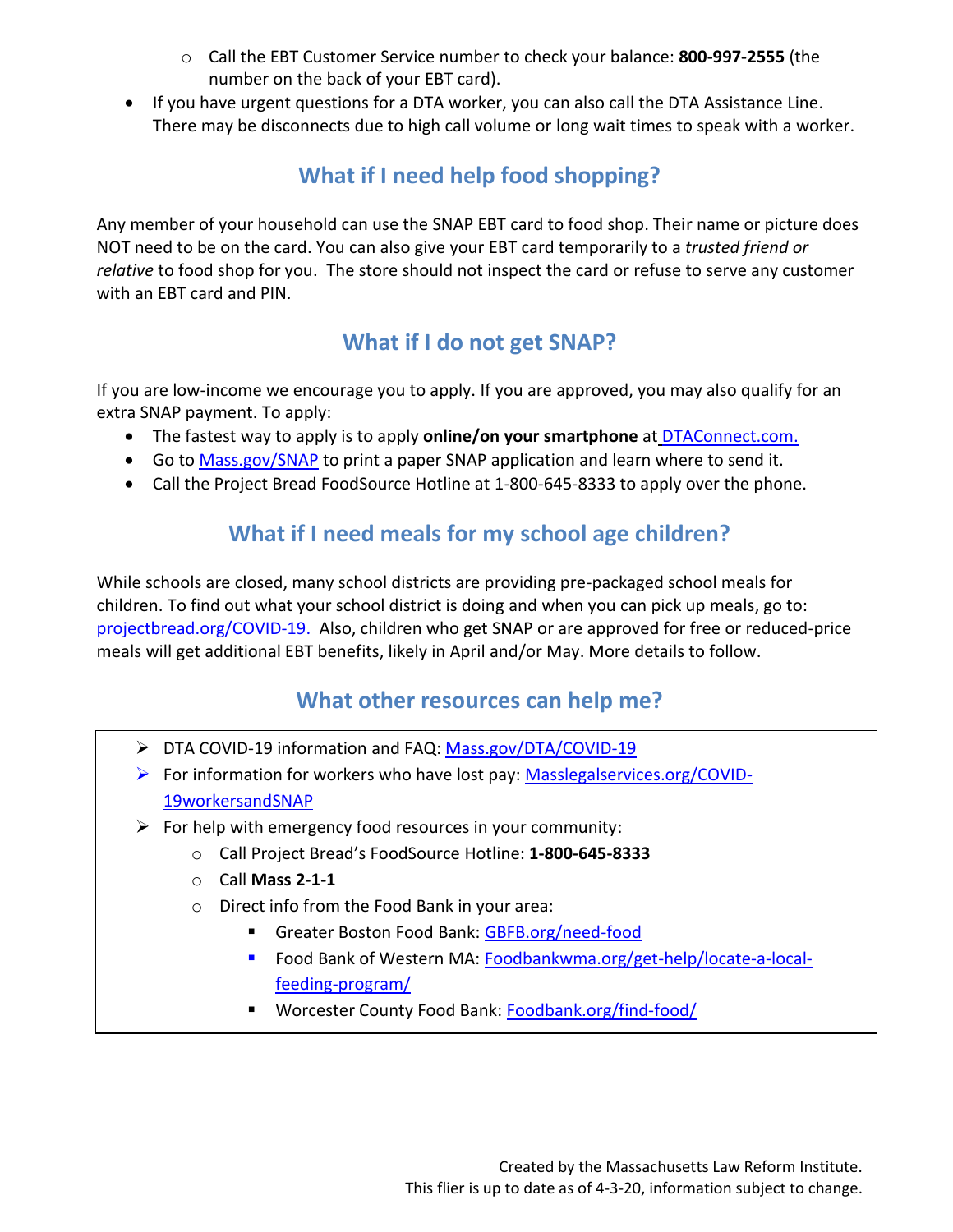- Call the EBT Customer Service number to check your balance: **800-997-2555** (the number on the back of your EBT card).
- If you have urgent questions for a DTA worker, you can also call the DTA Assistance Line. There may be disconnects due to high call volume or long wait times to speak with a worker.

## What if I need help food shopping?

Any member of your household can use the SNAP EBT card to food shop. Their name or picture does NOT need to be on the card. You can also give your EBT card temporarily to a *trusted friend or relative* to food shop for you. The store should not inspect the card or refuse to serve any customer with an EBT card and PIN.

## What if I do not get SNAP?

If you are low-income we encourage you to apply. If you are approved, you may also qualify for an extra SNAP payment. To apply:

- The fastest way to apply is to apply **online/on your smartphone** at DTAConnect.com.
- Go to Mass.gov/SNAP to print a paper SNAP application and learn where to send it.
- Call the Project Bread FoodSource Hotline at 1-800-645-8333 to apply over the phone.

## What if I need meals for my school age children?

While schools are closed, many school districts are providing pre-packaged school meals for children. To find out what your school district is doing and when you can pick up meals, go to: projectbread.org/COVID-19. Also, children who get SNAP or are approved for free or reduced-price meals will get additional EBT benefits, likely in April and/or May. More details to follow.

## What other resources can help me?

- DTA COVID-19 information and FAQ: Mass.gov/DTA/COVID-19
- For information for workers who have lost pay: Masslegalservices.org/COVID-19workersandSNAP
- For help with emergency food resources in your community:
  - Call Project Bread's FoodSource Hotline: **1-800-645-8333**
  - Call **Mass 2-1-1**
  - Direct info from the Food Bank in your area:
    - Greater Boston Food Bank: GBFB.org/need-food
    - Food Bank of Western MA: Foodbankwma.org/get-help/locate-a-local-feeding-program/
    - Worcester County Food Bank: Foodbank.org/find-food/

Created by the Massachusetts Law Reform Institute.
This flier is up to date as of 4-3-20, information subject to change.